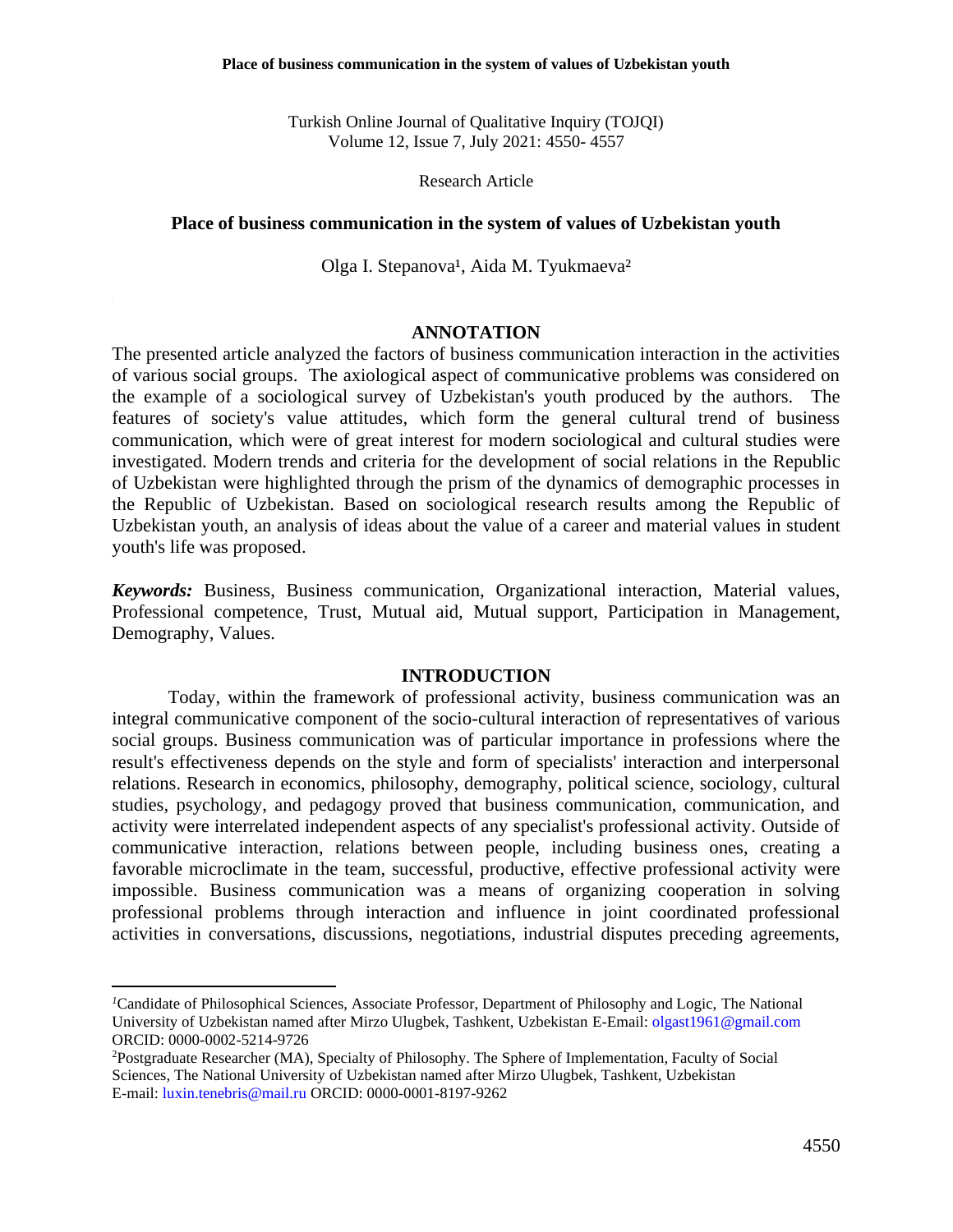Turkish Online Journal of Qualitative Inquiry (TOJQI)
Volume 12, Issue 7, July 2021: 4550- 4557

Research Article

# Place of business communication in the system of values of Uzbekistan youth

Olga I. Stepanova[1], Aida M. Tyukmaeva[2]

## ANNOTATION

The presented article analyzed the factors of business communication interaction in the activities of various social groups. The axiological aspect of communicative problems was considered on the example of a sociological survey of Uzbekistan's youth produced by the authors. The features of society's value attitudes, which form the general cultural trend of business communication, which were of great interest for modern sociological and cultural studies were investigated. Modern trends and criteria for the development of social relations in the Republic of Uzbekistan were highlighted through the prism of the dynamics of demographic processes in the Republic of Uzbekistan. Based on sociological research results among the Republic of Uzbekistan youth, an analysis of ideas about the value of a career and material values in student youth's life was proposed.

***Keywords:*** Business, Business communication, Organizational interaction, Material values, Professional competence, Trust, Mutual aid, Mutual support, Participation in Management, Demography, Values.

## INTRODUCTION

Today, within the framework of professional activity, business communication was an integral communicative component of the socio-cultural interaction of representatives of various social groups. Business communication was of particular importance in professions where the result's effectiveness depends on the style and form of specialists' interaction and interpersonal relations. Research in economics, philosophy, demography, political science, sociology, cultural studies, psychology, and pedagogy proved that business communication, communication, and activity were interrelated independent aspects of any specialist's professional activity. Outside of communicative interaction, relations between people, including business ones, creating a favorable microclimate in the team, successful, productive, effective professional activity were impossible. Business communication was a means of organizing cooperation in solving professional problems through interaction and influence in joint coordinated professional activities in conversations, discussions, negotiations, industrial disputes preceding agreements,

---

[1]Candidate of Philosophical Sciences, Associate Professor, Department of Philosophy and Logic, The National University of Uzbekistan named after Mirzo Ulugbek, Tashkent, Uzbekistan E-Email: olgast1961@gmail.com ORCID: 0000-0002-5214-9726

[2]Postgraduate Researcher (MA), Specialty of Philosophy. The Sphere of Implementation, Faculty of Social Sciences, The National University of Uzbekistan named after Mirzo Ulugbek, Tashkent, Uzbekistan E-mail: luxin.tenebris@mail.ru ORCID: 0000-0001-8197-9262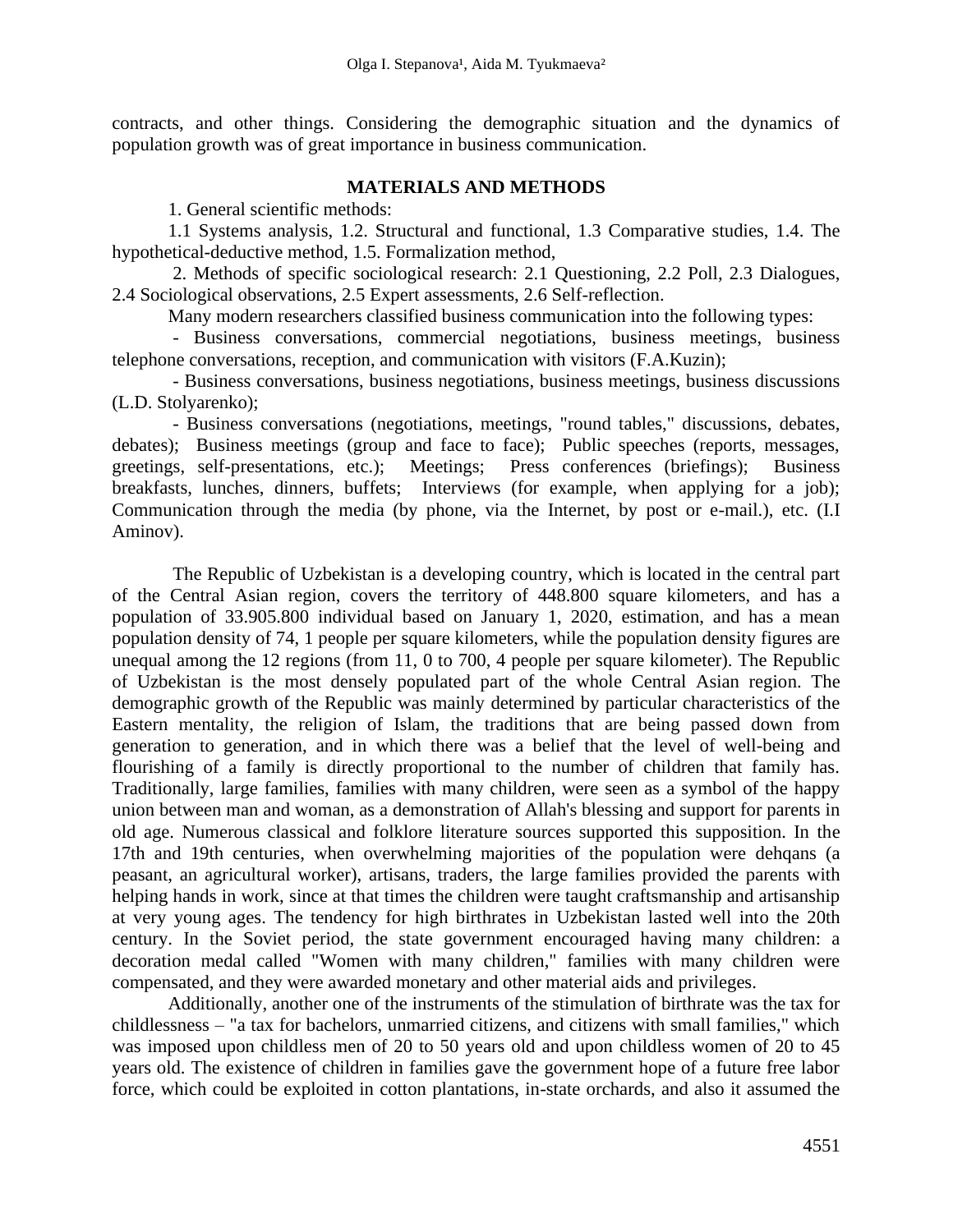contracts, and other things. Considering the demographic situation and the dynamics of population growth was of great importance in business communication.

## MATERIALS AND METHODS

1. General scientific methods:

1.1 Systems analysis, 1.2. Structural and functional, 1.3 Comparative studies, 1.4. The hypothetical-deductive method, 1.5. Formalization method,

2. Methods of specific sociological research: 2.1 Questioning, 2.2 Poll, 2.3 Dialogues, 2.4 Sociological observations, 2.5 Expert assessments, 2.6 Self-reflection.

Many modern researchers classified business communication into the following types:

- Business conversations, commercial negotiations, business meetings, business telephone conversations, reception, and communication with visitors (F.A.Kuzin);
- Business conversations, business negotiations, business meetings, business discussions (L.D. Stolyarenko);
- Business conversations (negotiations, meetings, "round tables," discussions, debates, debates); Business meetings (group and face to face); Public speeches (reports, messages, greetings, self-presentations, etc.); Meetings; Press conferences (briefings); Business breakfasts, lunches, dinners, buffets; Interviews (for example, when applying for a job); Communication through the media (by phone, via the Internet, by post or e-mail.), etc. (I.I Aminov).

The Republic of Uzbekistan is a developing country, which is located in the central part of the Central Asian region, covers the territory of 448.800 square kilometers, and has a population of 33.905.800 individual based on January 1, 2020, estimation, and has a mean population density of 74, 1 people per square kilometers, while the population density figures are unequal among the 12 regions (from 11, 0 to 700, 4 people per square kilometer). The Republic of Uzbekistan is the most densely populated part of the whole Central Asian region. The demographic growth of the Republic was mainly determined by particular characteristics of the Eastern mentality, the religion of Islam, the traditions that are being passed down from generation to generation, and in which there was a belief that the level of well-being and flourishing of a family is directly proportional to the number of children that family has. Traditionally, large families, families with many children, were seen as a symbol of the happy union between man and woman, as a demonstration of Allah's blessing and support for parents in old age. Numerous classical and folklore literature sources supported this supposition. In the 17th and 19th centuries, when overwhelming majorities of the population were dehqans (a peasant, an agricultural worker), artisans, traders, the large families provided the parents with helping hands in work, since at that times the children were taught craftsmanship and artisanship at very young ages. The tendency for high birthrates in Uzbekistan lasted well into the 20th century. In the Soviet period, the state government encouraged having many children: a decoration medal called "Women with many children," families with many children were compensated, and they were awarded monetary and other material aids and privileges.

Additionally, another one of the instruments of the stimulation of birthrate was the tax for childlessness – "a tax for bachelors, unmarried citizens, and citizens with small families," which was imposed upon childless men of 20 to 50 years old and upon childless women of 20 to 45 years old. The existence of children in families gave the government hope of a future free labor force, which could be exploited in cotton plantations, in-state orchards, and also it assumed the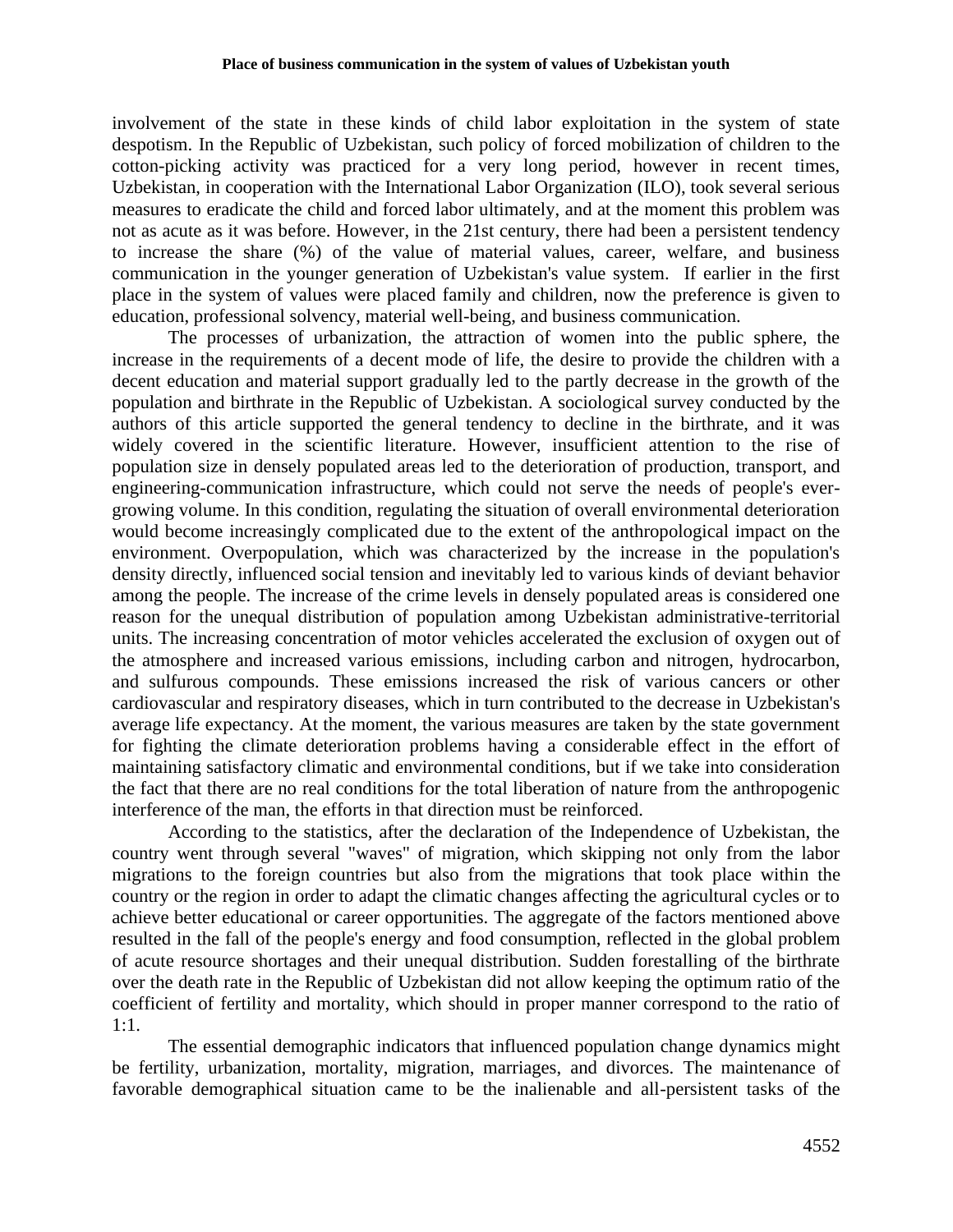involvement of the state in these kinds of child labor exploitation in the system of state despotism. In the Republic of Uzbekistan, such policy of forced mobilization of children to the cotton-picking activity was practiced for a very long period, however in recent times, Uzbekistan, in cooperation with the International Labor Organization (ILO), took several serious measures to eradicate the child and forced labor ultimately, and at the moment this problem was not as acute as it was before. However, in the 21st century, there had been a persistent tendency to increase the share (%) of the value of material values, career, welfare, and business communication in the younger generation of Uzbekistan's value system. If earlier in the first place in the system of values were placed family and children, now the preference is given to education, professional solvency, material well-being, and business communication.

The processes of urbanization, the attraction of women into the public sphere, the increase in the requirements of a decent mode of life, the desire to provide the children with a decent education and material support gradually led to the partly decrease in the growth of the population and birthrate in the Republic of Uzbekistan. A sociological survey conducted by the authors of this article supported the general tendency to decline in the birthrate, and it was widely covered in the scientific literature. However, insufficient attention to the rise of population size in densely populated areas led to the deterioration of production, transport, and engineering-communication infrastructure, which could not serve the needs of people's ever-growing volume. In this condition, regulating the situation of overall environmental deterioration would become increasingly complicated due to the extent of the anthropological impact on the environment. Overpopulation, which was characterized by the increase in the population's density directly, influenced social tension and inevitably led to various kinds of deviant behavior among the people. The increase of the crime levels in densely populated areas is considered one reason for the unequal distribution of population among Uzbekistan administrative-territorial units. The increasing concentration of motor vehicles accelerated the exclusion of oxygen out of the atmosphere and increased various emissions, including carbon and nitrogen, hydrocarbon, and sulfurous compounds. These emissions increased the risk of various cancers or other cardiovascular and respiratory diseases, which in turn contributed to the decrease in Uzbekistan's average life expectancy. At the moment, the various measures are taken by the state government for fighting the climate deterioration problems having a considerable effect in the effort of maintaining satisfactory climatic and environmental conditions, but if we take into consideration the fact that there are no real conditions for the total liberation of nature from the anthropogenic interference of the man, the efforts in that direction must be reinforced.

According to the statistics, after the declaration of the Independence of Uzbekistan, the country went through several "waves" of migration, which skipping not only from the labor migrations to the foreign countries but also from the migrations that took place within the country or the region in order to adapt the climatic changes affecting the agricultural cycles or to achieve better educational or career opportunities. The aggregate of the factors mentioned above resulted in the fall of the people's energy and food consumption, reflected in the global problem of acute resource shortages and their unequal distribution. Sudden forestalling of the birthrate over the death rate in the Republic of Uzbekistan did not allow keeping the optimum ratio of the coefficient of fertility and mortality, which should in proper manner correspond to the ratio of 1:1.

The essential demographic indicators that influenced population change dynamics might be fertility, urbanization, mortality, migration, marriages, and divorces. The maintenance of favorable demographical situation came to be the inalienable and all-persistent tasks of the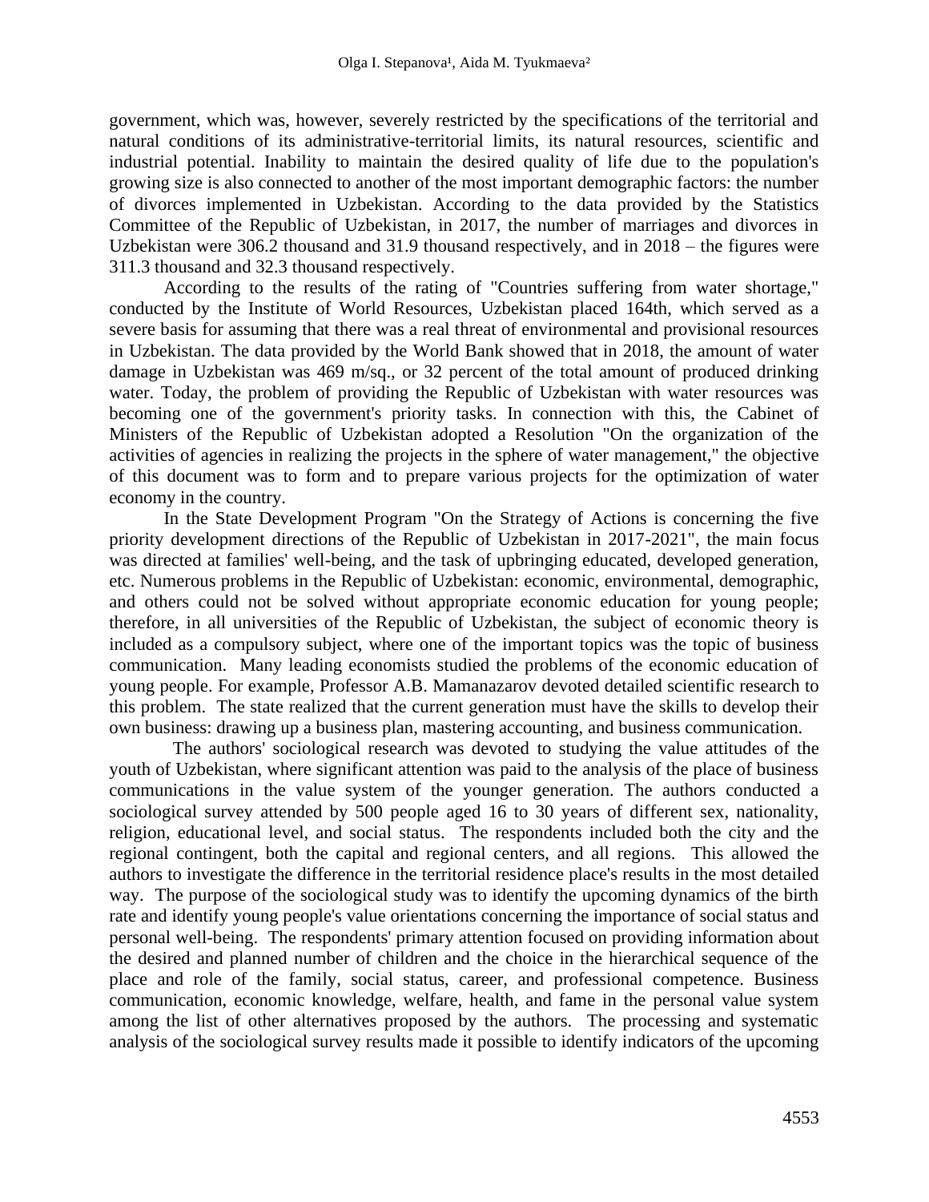government, which was, however, severely restricted by the specifications of the territorial and natural conditions of its administrative-territorial limits, its natural resources, scientific and industrial potential. Inability to maintain the desired quality of life due to the population's growing size is also connected to another of the most important demographic factors: the number of divorces implemented in Uzbekistan. According to the data provided by the Statistics Committee of the Republic of Uzbekistan, in 2017, the number of marriages and divorces in Uzbekistan were 306.2 thousand and 31.9 thousand respectively, and in 2018 – the figures were 311.3 thousand and 32.3 thousand respectively.

According to the results of the rating of "Countries suffering from water shortage," conducted by the Institute of World Resources, Uzbekistan placed 164th, which served as a severe basis for assuming that there was a real threat of environmental and provisional resources in Uzbekistan. The data provided by the World Bank showed that in 2018, the amount of water damage in Uzbekistan was 469 m/sq., or 32 percent of the total amount of produced drinking water. Today, the problem of providing the Republic of Uzbekistan with water resources was becoming one of the government's priority tasks. In connection with this, the Cabinet of Ministers of the Republic of Uzbekistan adopted a Resolution "On the organization of the activities of agencies in realizing the projects in the sphere of water management," the objective of this document was to form and to prepare various projects for the optimization of water economy in the country.

In the State Development Program "On the Strategy of Actions is concerning the five priority development directions of the Republic of Uzbekistan in 2017-2021", the main focus was directed at families' well-being, and the task of upbringing educated, developed generation, etc. Numerous problems in the Republic of Uzbekistan: economic, environmental, demographic, and others could not be solved without appropriate economic education for young people; therefore, in all universities of the Republic of Uzbekistan, the subject of economic theory is included as a compulsory subject, where one of the important topics was the topic of business communication. Many leading economists studied the problems of the economic education of young people. For example, Professor A.B. Mamanazarov devoted detailed scientific research to this problem. The state realized that the current generation must have the skills to develop their own business: drawing up a business plan, mastering accounting, and business communication.

The authors' sociological research was devoted to studying the value attitudes of the youth of Uzbekistan, where significant attention was paid to the analysis of the place of business communications in the value system of the younger generation. The authors conducted a sociological survey attended by 500 people aged 16 to 30 years of different sex, nationality, religion, educational level, and social status. The respondents included both the city and the regional contingent, both the capital and regional centers, and all regions. This allowed the authors to investigate the difference in the territorial residence place's results in the most detailed way. The purpose of the sociological study was to identify the upcoming dynamics of the birth rate and identify young people's value orientations concerning the importance of social status and personal well-being. The respondents' primary attention focused on providing information about the desired and planned number of children and the choice in the hierarchical sequence of the place and role of the family, social status, career, and professional competence. Business communication, economic knowledge, welfare, health, and fame in the personal value system among the list of other alternatives proposed by the authors. The processing and systematic analysis of the sociological survey results made it possible to identify indicators of the upcoming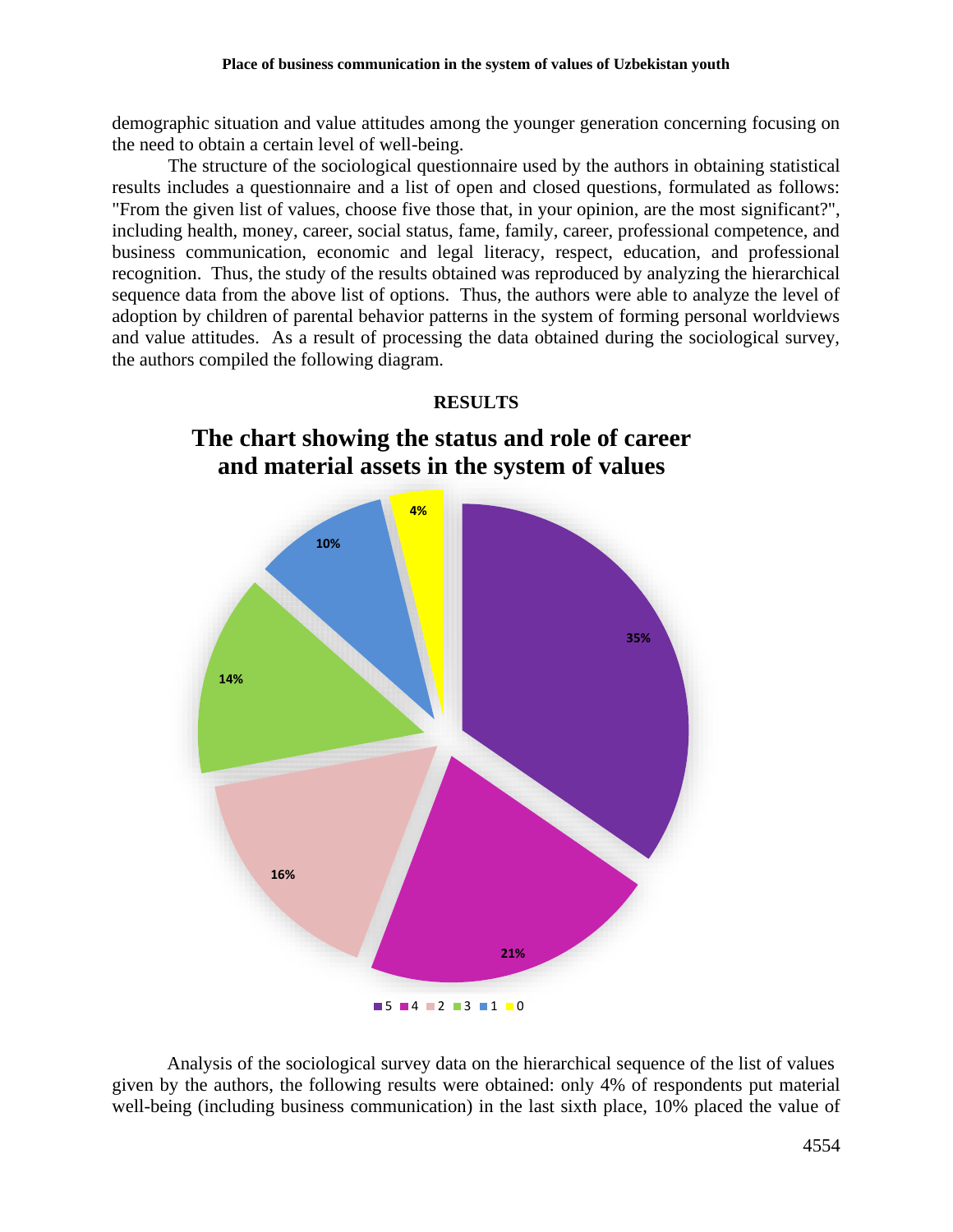demographic situation and value attitudes among the younger generation concerning focusing on the need to obtain a certain level of well-being.

The structure of the sociological questionnaire used by the authors in obtaining statistical results includes a questionnaire and a list of open and closed questions, formulated as follows: "From the given list of values, choose five those that, in your opinion, are the most significant?", including health, money, career, social status, fame, family, career, professional competence, and business communication, economic and legal literacy, respect, education, and professional recognition. Thus, the study of the results obtained was reproduced by analyzing the hierarchical sequence data from the above list of options. Thus, the authors were able to analyze the level of adoption by children of parental behavior patterns in the system of forming personal worldviews and value attitudes. As a result of processing the data obtained during the sociological survey, the authors compiled the following diagram.

## RESULTS

**The chart showing the status and role of career and material assets in the system of values**

| Category | Share |
|---|---|
| 5 | 35% |
| 4 | 21% |
| 2 | 16% |
| 3 | 14% |
| 1 | 10% |
| 0 | 4% |

Analysis of the sociological survey data on the hierarchical sequence of the list of values given by the authors, the following results were obtained: only 4% of respondents put material well-being (including business communication) in the last sixth place, 10% placed the value of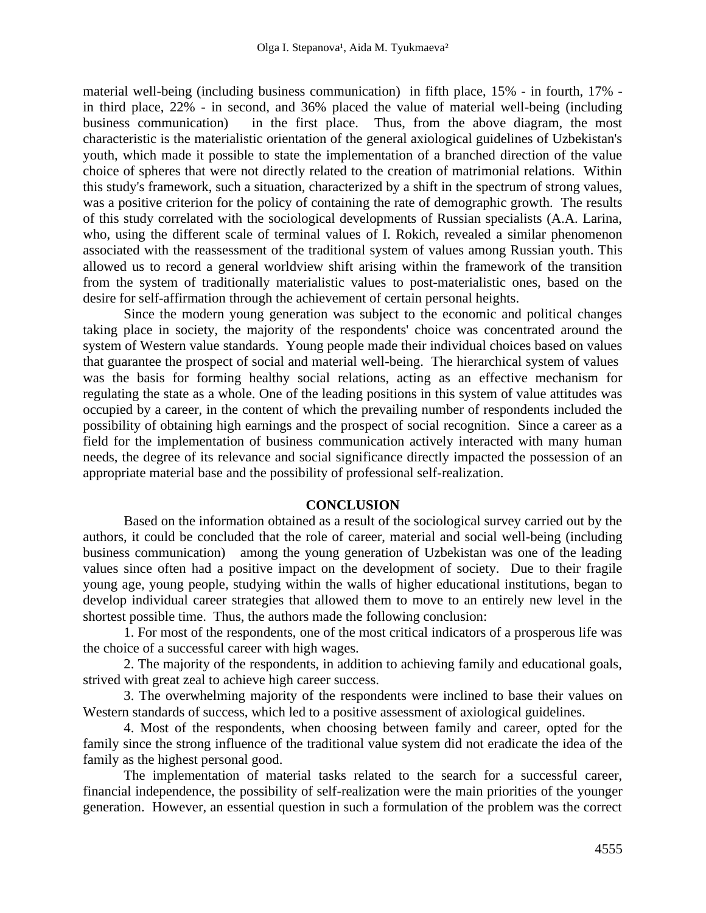material well-being (including business communication) in fifth place, 15% - in fourth, 17% - in third place, 22% - in second, and 36% placed the value of material well-being (including business communication) in the first place. Thus, from the above diagram, the most characteristic is the materialistic orientation of the general axiological guidelines of Uzbekistan's youth, which made it possible to state the implementation of a branched direction of the value choice of spheres that were not directly related to the creation of matrimonial relations. Within this study's framework, such a situation, characterized by a shift in the spectrum of strong values, was a positive criterion for the policy of containing the rate of demographic growth. The results of this study correlated with the sociological developments of Russian specialists (A.A. Larina, who, using the different scale of terminal values of I. Rokich, revealed a similar phenomenon associated with the reassessment of the traditional system of values among Russian youth. This allowed us to record a general worldview shift arising within the framework of the transition from the system of traditionally materialistic values to post-materialistic ones, based on the desire for self-affirmation through the achievement of certain personal heights.

Since the modern young generation was subject to the economic and political changes taking place in society, the majority of the respondents' choice was concentrated around the system of Western value standards. Young people made their individual choices based on values that guarantee the prospect of social and material well-being. The hierarchical system of values was the basis for forming healthy social relations, acting as an effective mechanism for regulating the state as a whole. One of the leading positions in this system of value attitudes was occupied by a career, in the content of which the prevailing number of respondents included the possibility of obtaining high earnings and the prospect of social recognition. Since a career as a field for the implementation of business communication actively interacted with many human needs, the degree of its relevance and social significance directly impacted the possession of an appropriate material base and the possibility of professional self-realization.

## CONCLUSION

Based on the information obtained as a result of the sociological survey carried out by the authors, it could be concluded that the role of career, material and social well-being (including business communication) among the young generation of Uzbekistan was one of the leading values since often had a positive impact on the development of society. Due to their fragile young age, young people, studying within the walls of higher educational institutions, began to develop individual career strategies that allowed them to move to an entirely new level in the shortest possible time. Thus, the authors made the following conclusion:

1. For most of the respondents, one of the most critical indicators of a prosperous life was the choice of a successful career with high wages.

2. The majority of the respondents, in addition to achieving family and educational goals, strived with great zeal to achieve high career success.

3. The overwhelming majority of the respondents were inclined to base their values on Western standards of success, which led to a positive assessment of axiological guidelines.

4. Most of the respondents, when choosing between family and career, opted for the family since the strong influence of the traditional value system did not eradicate the idea of the family as the highest personal good.

The implementation of material tasks related to the search for a successful career, financial independence, the possibility of self-realization were the main priorities of the younger generation. However, an essential question in such a formulation of the problem was the correct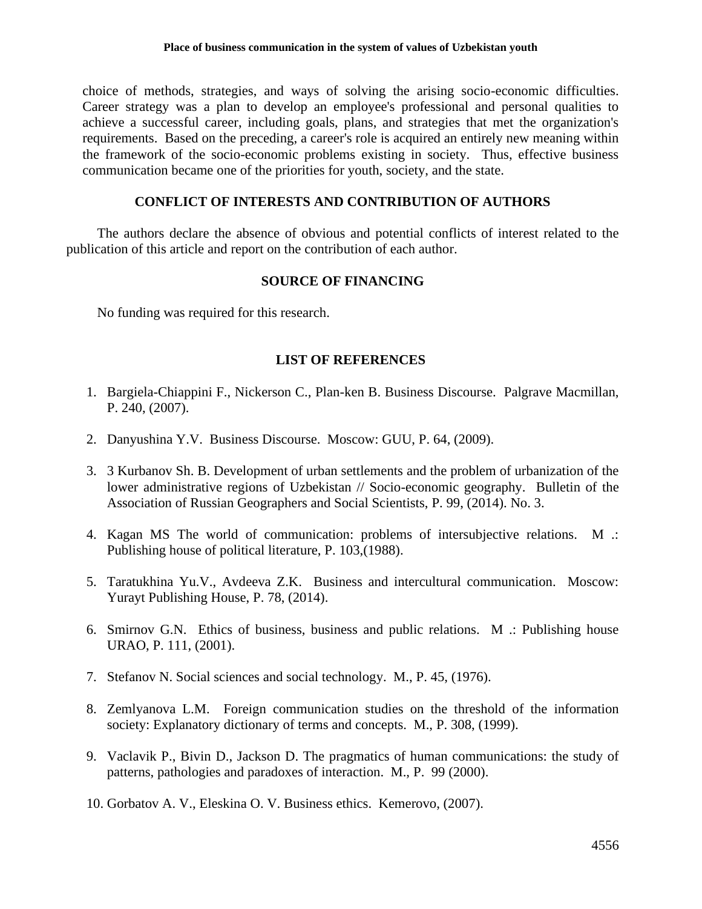choice of methods, strategies, and ways of solving the arising socio-economic difficulties. Career strategy was a plan to develop an employee's professional and personal qualities to achieve a successful career, including goals, plans, and strategies that met the organization's requirements. Based on the preceding, a career's role is acquired an entirely new meaning within the framework of the socio-economic problems existing in society. Thus, effective business communication became one of the priorities for youth, society, and the state.

## CONFLICT OF INTERESTS AND CONTRIBUTION OF AUTHORS

The authors declare the absence of obvious and potential conflicts of interest related to the publication of this article and report on the contribution of each author.

## SOURCE OF FINANCING

No funding was required for this research.

## LIST OF REFERENCES

1. Bargiela-Chiappini F., Nickerson C., Plan-ken B. Business Discourse. Palgrave Macmillan, P. 240, (2007).
2. Danyushina Y.V. Business Discourse. Moscow: GUU, P. 64, (2009).
3. 3 Kurbanov Sh. B. Development of urban settlements and the problem of urbanization of the lower administrative regions of Uzbekistan // Socio-economic geography. Bulletin of the Association of Russian Geographers and Social Scientists, P. 99, (2014). No. 3.
4. Kagan MS The world of communication: problems of intersubjective relations. M .: Publishing house of political literature, P. 103,(1988).
5. Taratukhina Yu.V., Avdeeva Z.K. Business and intercultural communication. Moscow: Yurayt Publishing House, P. 78, (2014).
6. Smirnov G.N. Ethics of business, business and public relations. M .: Publishing house URAO, P. 111, (2001).
7. Stefanov N. Social sciences and social technology. M., P. 45, (1976).
8. Zemlyanova L.M. Foreign communication studies on the threshold of the information society: Explanatory dictionary of terms and concepts. M., P. 308, (1999).
9. Vaclavik P., Bivin D., Jackson D. The pragmatics of human communications: the study of patterns, pathologies and paradoxes of interaction. M., P. 99 (2000).
10. Gorbatov A. V., Eleskina O. V. Business ethics. Kemerovo, (2007).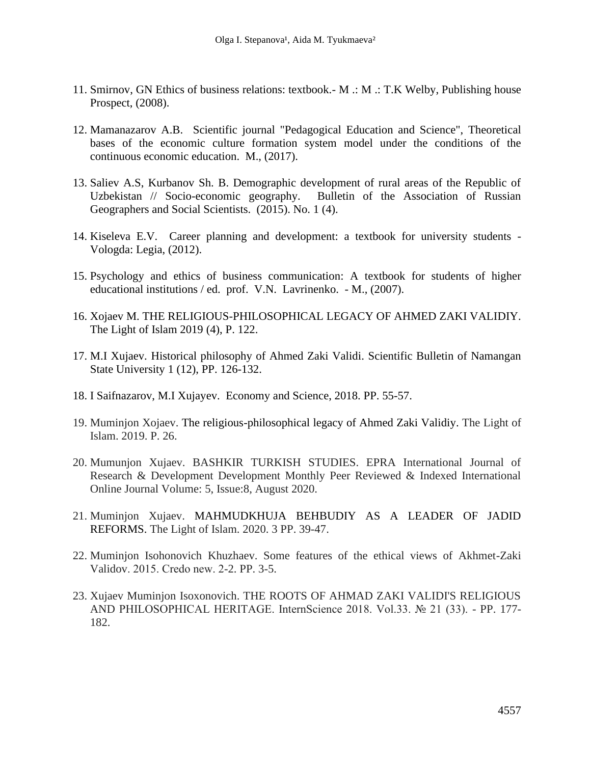11. Smirnov, GN Ethics of business relations: textbook.- M .: M .: T.K Welby, Publishing house Prospect, (2008).

12. Mamanazarov A.B. Scientific journal "Pedagogical Education and Science", Theoretical bases of the economic culture formation system model under the conditions of the continuous economic education. M., (2017).

13. Saliev A.S, Kurbanov Sh. B. Demographic development of rural areas of the Republic of Uzbekistan // Socio-economic geography. Bulletin of the Association of Russian Geographers and Social Scientists. (2015). No. 1 (4).

14. Kiseleva E.V. Career planning and development: a textbook for university students - Vologda: Legia, (2012).

15. Psychology and ethics of business communication: A textbook for students of higher educational institutions / ed. prof. V.N. Lavrinenko. - M., (2007).

16. Xojaev M. THE RELIGIOUS-PHILOSOPHICAL LEGACY OF AHMED ZAKI VALIDIY. The Light of Islam 2019 (4), P. 122.

17. M.I Xujaev. Historical philosophy of Ahmed Zaki Validi. Scientific Bulletin of Namangan State University 1 (12), PP. 126-132.

18. I Saifnazarov, M.I Xujayev. Economy and Science, 2018. PP. 55-57.

19. Muminjon Xojaev. The religious-philosophical legacy of Ahmed Zaki Validiy. The Light of Islam. 2019. P. 26.

20. Mumunjon Xujaev. BASHKIR TURKISH STUDIES. EPRA International Journal of Research & Development Development Monthly Peer Reviewed & Indexed International Online Journal Volume: 5, Issue:8, August 2020.

21. Muminjon Xujaev. MAHMUDKHUJA BEHBUDIY AS A LEADER OF JADID REFORMS. The Light of Islam. 2020. 3 PP. 39-47.

22. Muminjon Isohonovich Khuzhaev. Some features of the ethical views of Akhmet-Zaki Validov. 2015. Credo new. 2-2. PP. 3-5.

23. Xujaev Muminjon Isoxonovich. THE ROOTS OF AHMAD ZAKI VALIDI'S RELIGIOUS AND PHILOSOPHICAL HERITAGE. InternScience 2018. Vol.33. № 21 (33). - PP. 177-182.